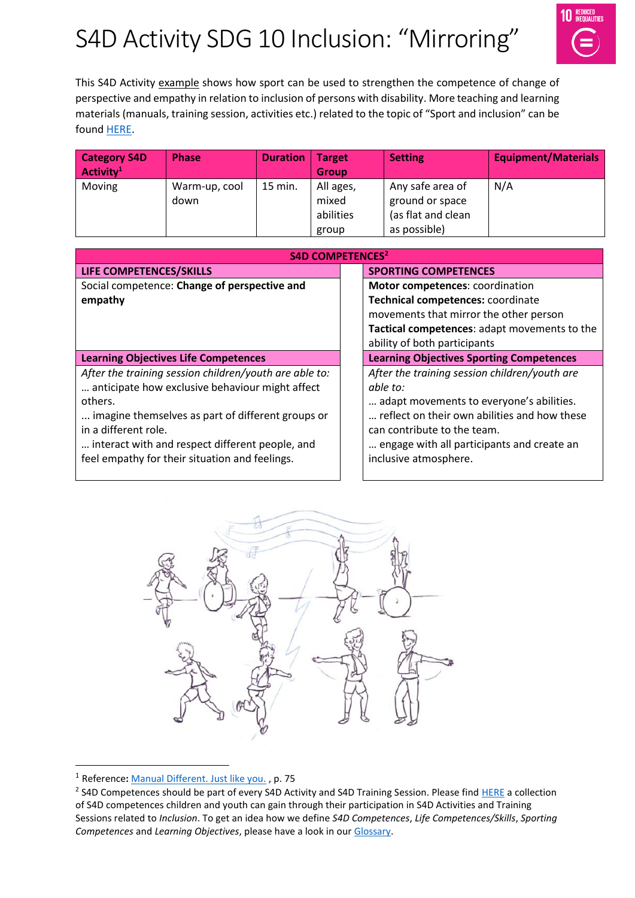# S4D Activity SDG 10 Inclusion: "Mirroring"

This S4D Activity example shows how sport can be used to strengthen the competence of change of perspective and empathy in relation to inclusion of persons with disability. More teaching and learning materials (manuals, training session, activities etc.) related to the topic of "Sport and inclusion" can be found HERE.

| Category S4D Activity[1] | Phase | Duration | Target Group | Setting | Equipment/Materials |
|---|---|---|---|---|---|
| Moving | Warm-up, cool down | 15 min. | All ages, mixed abilities group | Any safe area of ground or space (as flat and clean as possible) | N/A |

| S4D COMPETENCES[2] | |
|---|---|
| **LIFE COMPETENCES/SKILLS** | **SPORTING COMPETENCES** |
| Social competence: **Change of perspective and empathy** | **Motor competences**: coordination<br>**Technical competences:** coordinate movements that mirror the other person<br>**Tactical competences**: adapt movements to the ability of both participants |
| **Learning Objectives Life Competences** | **Learning Objectives Sporting Competences** |
| *After the training session children/youth are able to:*<br>… anticipate how exclusive behaviour might affect others.<br>… imagine themselves as part of different groups or in a different role.<br>… interact with and respect different people, and feel empathy for their situation and feelings. | *After the training session children/youth are able to:*<br>… adapt movements to everyone's abilities.<br>… reflect on their own abilities and how these can contribute to the team.<br>… engage with all participants and create an inclusive atmosphere. |

[1] Reference**:** Manual Different. Just like you. , p. 75

[2] S4D Competences should be part of every S4D Activity and S4D Training Session. Please find HERE a collection of S4D competences children and youth can gain through their participation in S4D Activities and Training Sessions related to *Inclusion*. To get an idea how we define *S4D Competences*, *Life Competences/Skills*, *Sporting Competences* and *Learning Objectives*, please have a look in our Glossary.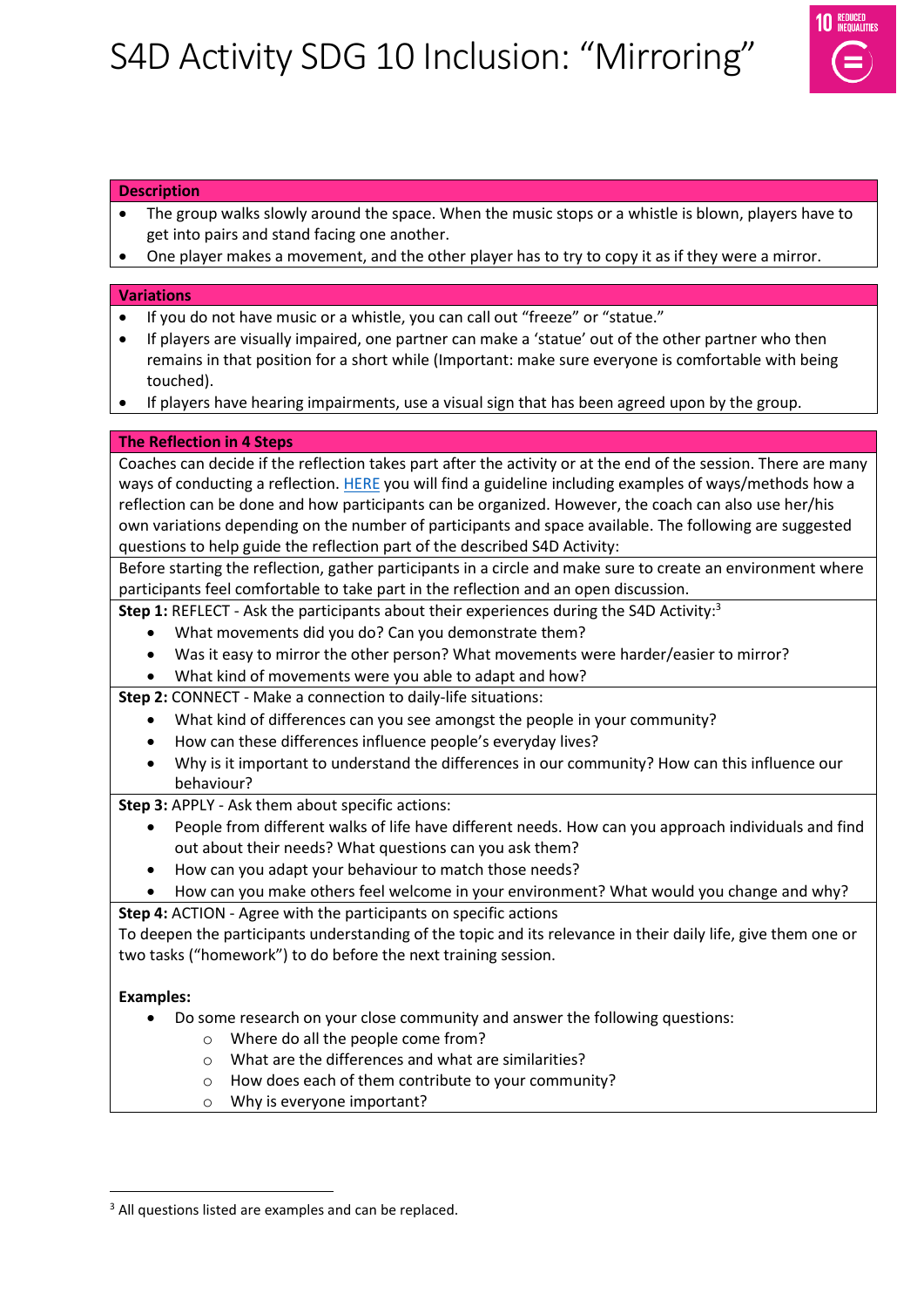# S4D Activity SDG 10 Inclusion: "Mirroring"

10 REDUCED INEQUALITIES

## Description

- The group walks slowly around the space. When the music stops or a whistle is blown, players have to get into pairs and stand facing one another.
- One player makes a movement, and the other player has to try to copy it as if they were a mirror.

## Variations

- If you do not have music or a whistle, you can call out "freeze" or "statue."
- If players are visually impaired, one partner can make a 'statue' out of the other partner who then remains in that position for a short while (Important: make sure everyone is comfortable with being touched).
- If players have hearing impairments, use a visual sign that has been agreed upon by the group.

## The Reflection in 4 Steps

Coaches can decide if the reflection takes part after the activity or at the end of the session. There are many ways of conducting a reflection. HERE you will find a guideline including examples of ways/methods how a reflection can be done and how participants can be organized. However, the coach can also use her/his own variations depending on the number of participants and space available. The following are suggested questions to help guide the reflection part of the described S4D Activity:

Before starting the reflection, gather participants in a circle and make sure to create an environment where participants feel comfortable to take part in the reflection and an open discussion.

**Step 1:** REFLECT - Ask the participants about their experiences during the S4D Activity:[3]

- What movements did you do? Can you demonstrate them?
- Was it easy to mirror the other person? What movements were harder/easier to mirror?
- What kind of movements were you able to adapt and how?

**Step 2:** CONNECT - Make a connection to daily-life situations:

- What kind of differences can you see amongst the people in your community?
- How can these differences influence people's everyday lives?
- Why is it important to understand the differences in our community? How can this influence our behaviour?

**Step 3:** APPLY - Ask them about specific actions:

- People from different walks of life have different needs. How can you approach individuals and find out about their needs? What questions can you ask them?
- How can you adapt your behaviour to match those needs?
- How can you make others feel welcome in your environment? What would you change and why?

**Step 4:** ACTION - Agree with the participants on specific actions

To deepen the participants understanding of the topic and its relevance in their daily life, give them one or two tasks ("homework") to do before the next training session.

**Examples:**

- Do some research on your close community and answer the following questions:
  - Where do all the people come from?
  - What are the differences and what are similarities?
  - How does each of them contribute to your community?
  - Why is everyone important?

[3] All questions listed are examples and can be replaced.